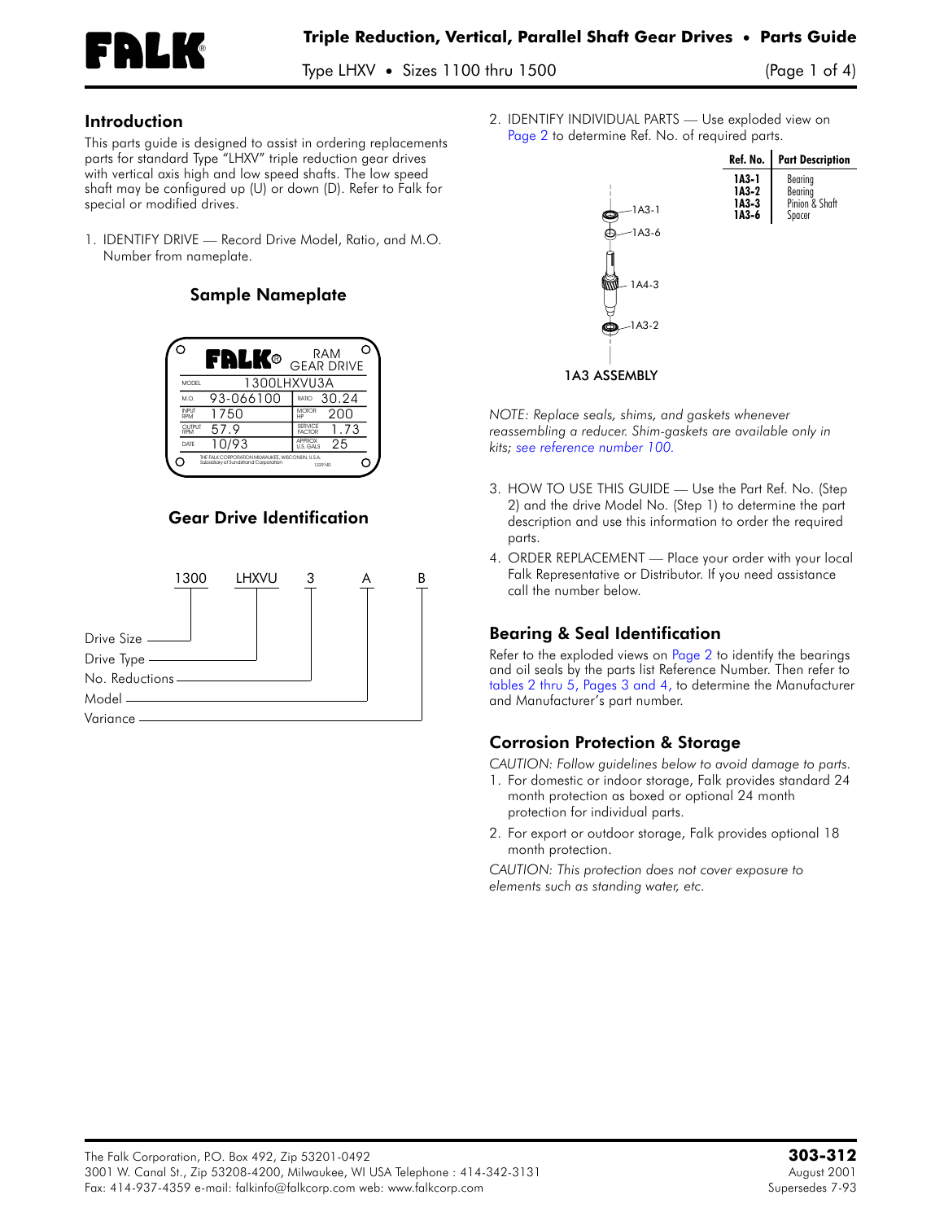# Triple Reduction, Vertical, Parallel Shaft Gear Drives • Parts Guide

Type LHXV • Sizes 1100 thru 1500

## Introduction

This parts guide is designed to assist in ordering replacements parts for standard Type "LHXV" triple reduction gear drives with vertical axis high and low speed shafts. The low speed shaft may be configured up (U) or down (D). Refer to Falk for special or modified drives.

1. IDENTIFY DRIVE — Record Drive Model, Ratio, and M.O. Number from nameplate.

### Sample Nameplate

| FALK RAM GEAR DRIVE | | | |
|---|---|---|---|
| MODEL | 1300LHXVU3A | | |
| M.O. | 93-066100 | RATIO | 30.24 |
| INPUT RPM | 1750 | MOTOR HP | 200 |
| OUTPUT RPM | 57.9 | SERVICE FACTOR | 1.73 |
| DATE | 10/93 | APPROX. U.S. GALS | 25 |

THE FALK CORPORATION MILWAUKEE, WISCONSIN, U.S.A. Subsidiary of Sundstrand Corporation 1229140

### Gear Drive Identification

1300 LHXVU 3 A B

- 1300 — Drive Size
- LHXVU — Drive Type
- 3 — No. Reductions
- A — Model
- B — Variance

2. IDENTIFY INDIVIDUAL PARTS — Use exploded view on Page 2 to determine Ref. No. of required parts.

| Ref. No. | Part Description |
|---|---|
| 1A3-1 | Bearing |
| 1A3-2 | Bearing |
| 1A3-3 | Pinion & Shaft |
| 1A3-6 | Spacer |

1A3-1, 1A3-6, 1A4-3, 1A3-2

1A3 ASSEMBLY

*NOTE: Replace seals, shims, and gaskets whenever reassembling a reducer. Shim-gaskets are available only in kits; see reference number 100.*

3. HOW TO USE THIS GUIDE — Use the Part Ref. No. (Step 2) and the drive Model No. (Step 1) to determine the part description and use this information to order the required parts.
4. ORDER REPLACEMENT — Place your order with your local Falk Representative or Distributor. If you need assistance call the number below.

## Bearing & Seal Identification

Refer to the exploded views on Page 2 to identify the bearings and oil seals by the parts list Reference Number. Then refer to tables 2 thru 5, Pages 3 and 4, to determine the Manufacturer and Manufacturer's part number.

## Corrosion Protection & Storage

*CAUTION: Follow guidelines below to avoid damage to parts.*

1. For domestic or indoor storage, Falk provides standard 24 month protection as boxed or optional 24 month protection for individual parts.
2. For export or outdoor storage, Falk provides optional 18 month protection.

*CAUTION: This protection does not cover exposure to elements such as standing water, etc.*

The Falk Corporation, P.O. Box 492, Zip 53201-0492
3001 W. Canal St., Zip 53208-4200, Milwaukee, WI USA Telephone : 414-342-3131
Fax: 414-937-4359 e-mail: falkinfo@falkcorp.com web: www.falkcorp.com

**303-312**
August 2001
Supersedes 7-93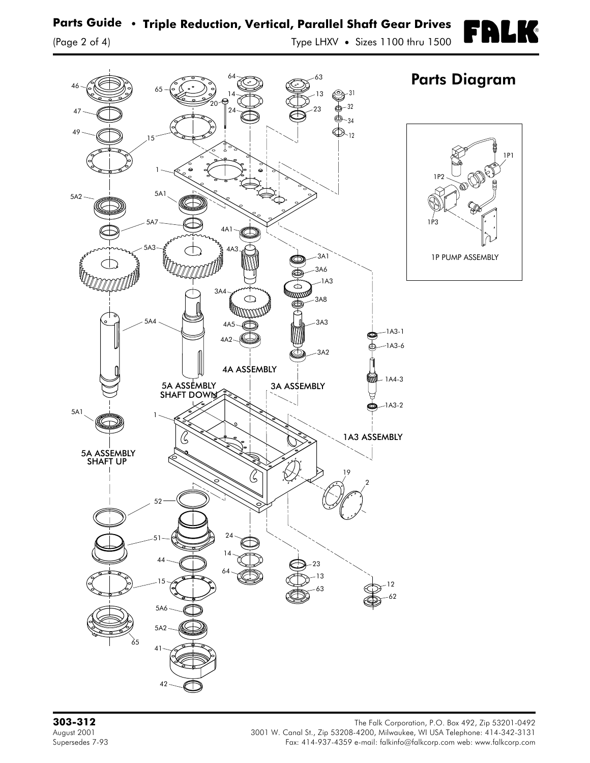## Parts Diagram

1P PUMP ASSEMBLY

5A ASSEMBLY SHAFT DOWN

5A ASSEMBLY SHAFT UP

4A ASSEMBLY

3A ASSEMBLY

1A3 ASSEMBLY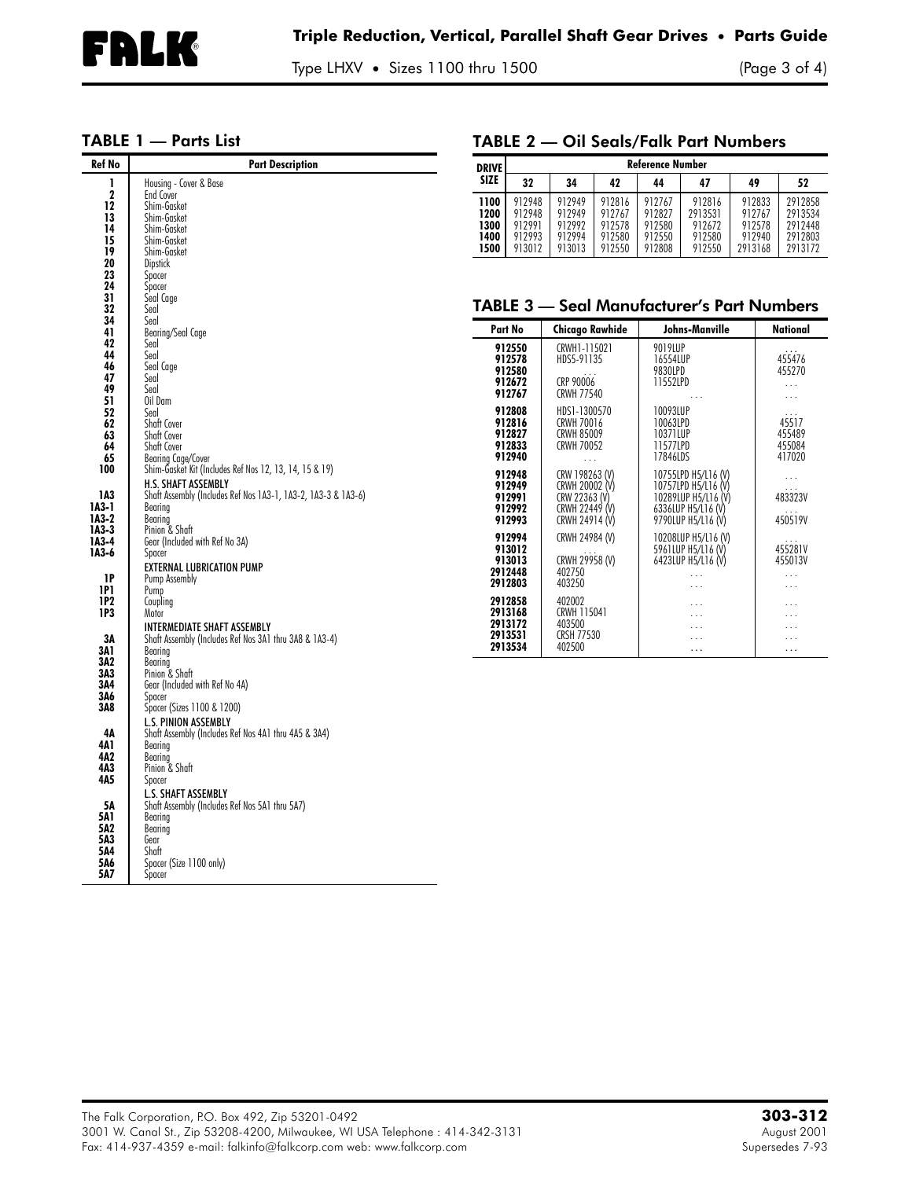## TABLE 1 — Parts List

| Ref No | Part Description |
|---|---|
| 1 | Housing - Cover & Base |
| 2 | End Cover |
| 12 | Shim-Gasket |
| 13 | Shim-Gasket |
| 14 | Shim-Gasket |
| 15 | Shim-Gasket |
| 19 | Shim-Gasket |
| 20 | Dipstick |
| 23 | Spacer |
| 24 | Spacer |
| 31 | Seal Cage |
| 32 | Seal |
| 34 | Seal |
| 41 | Bearing/Seal Cage |
| 42 | Seal |
| 44 | Seal |
| 46 | Seal Cage |
| 47 | Seal |
| 49 | Seal |
| 51 | Oil Dam |
| 52 | Seal |
| 62 | Shaft Cover |
| 63 | Shaft Cover |
| 64 | Shaft Cover |
| 65 | Bearing Cage/Cover |
| 100 | Shim-Gasket Kit (Includes Ref Nos 12, 13, 14, 15 & 19) |
| | **H.S. SHAFT ASSEMBLY** |
| 1A3 | Shaft Assembly (Includes Ref Nos 1A3-1, 1A3-2, 1A3-3 & 1A3-6) |
| 1A3-1 | Bearing |
| 1A3-2 | Bearing |
| 1A3-3 | Pinion & Shaft |
| 1A3-4 | Gear (Included with Ref No 3A) |
| 1A3-6 | Spacer |
| | **EXTERNAL LUBRICATION PUMP** |
| 1P | Pump Assembly |
| 1P1 | Pump |
| 1P2 | Coupling |
| 1P3 | Motor |
| | **INTERMEDIATE SHAFT ASSEMBLY** |
| 3A | Shaft Assembly (Includes Ref Nos 3A1 thru 3A8 & 1A3-4) |
| 3A1 | Bearing |
| 3A2 | Bearing |
| 3A3 | Pinion & Shaft |
| 3A4 | Gear (Included with Ref No 4A) |
| 3A6 | Spacer |
| 3A8 | Spacer (Sizes 1100 & 1200) |
| | **L.S. PINION ASSEMBLY** |
| 4A | Shaft Assembly (Includes Ref Nos 4A1 thru 4A5 & 3A4) |
| 4A1 | Bearing |
| 4A2 | Bearing |
| 4A3 | Pinion & Shaft |
| 4A5 | Spacer |
| | **L.S. SHAFT ASSEMBLY** |
| 5A | Shaft Assembly (Includes Ref Nos 5A1 thru 5A7) |
| 5A1 | Bearing |
| 5A2 | Bearing |
| 5A3 | Gear |
| 5A4 | Shaft |
| 5A6 | Spacer (Size 1100 only) |
| 5A7 | Spacer |

## TABLE 2 — Oil Seals/Falk Part Numbers

| DRIVE SIZE | Reference Number | | | | | | |
|---|---|---|---|---|---|---|---|
| | 32 | 34 | 42 | 44 | 47 | 49 | 52 |
| 1100 | 912948 | 912949 | 912816 | 912767 | 912816 | 912833 | 2912858 |
| 1200 | 912948 | 912949 | 912767 | 912827 | 2913531 | 912767 | 2913534 |
| 1300 | 912991 | 912992 | 912578 | 912580 | 912672 | 912578 | 2912448 |
| 1400 | 912993 | 912994 | 912580 | 912550 | 912580 | 912940 | 2912803 |
| 1500 | 913012 | 913013 | 912550 | 912808 | 912550 | 2913168 | 2913172 |

## TABLE 3 — Seal Manufacturer's Part Numbers

| Part No | Chicago Rawhide | Johns-Manville | National |
|---|---|---|---|
| 912550 | CRWH1-115021 | 9019LUP | . . . |
| 912578 | HDS5-91135 | 16554LUP | 455476 |
| 912580 | . . . | 9830LPD | 455270 |
| 912672 | CRP 90006 | 11552LPD | . . . |
| 912767 | CRWH 77540 | . . . | . . . |
| 912808 | HDS1-1300570 | 10093LUP | . . . |
| 912816 | CRWH 70016 | 10063LPD | 45517 |
| 912827 | CRWH 85009 | 10371LUP | 455489 |
| 912833 | CRWH 70052 | 11577LPD | 455084 |
| 912940 | . . . | 17846LDS | 417020 |
| 912948 | CRW 198263 (V) | 10755LPD H5/L16 (V) | . . . |
| 912949 | CRWH 20002 (V) | 10757LPD H5/L16 (V) | . . . |
| 912991 | CRW 22363 (V) | 10289LUP H5/L16 (V) | 483323V |
| 912992 | CRWH 22449 (V) | 6336LUP H5/L16 (V) | . . . |
| 912993 | CRWH 24914 (V) | 9790LUP H5/L16 (V) | 450519V |
| 912994 | CRWH 24984 (V) | 10208LUP H5/L16 (V) | . . . |
| 913012 | . . . | 5961LUP H5/L16 (V) | 455281V |
| 913013 | CRWH 29958 (V) | 6423LUP H5/L16 (V) | 455013V |
| 2912448 | 402750 | . . . | . . . |
| 2912803 | 403250 | . . . | . . . |
| 2912858 | 402002 | . . . | . . . |
| 2913168 | CRWH 115041 | . . . | . . . |
| 2913172 | 403500 | . . . | . . . |
| 2913531 | CRSH 77530 | . . . | . . . |
| 2913534 | 402500 | . . . | . . . |

The Falk Corporation, P.O. Box 492, Zip 53201-0492
3001 W. Canal St., Zip 53208-4200, Milwaukee, WI USA Telephone : 414-342-3131
Fax: 414-937-4359 e-mail: falkinfo@falkcorp.com web: www.falkcorp.com

**303-312**
August 2001
Supersedes 7-93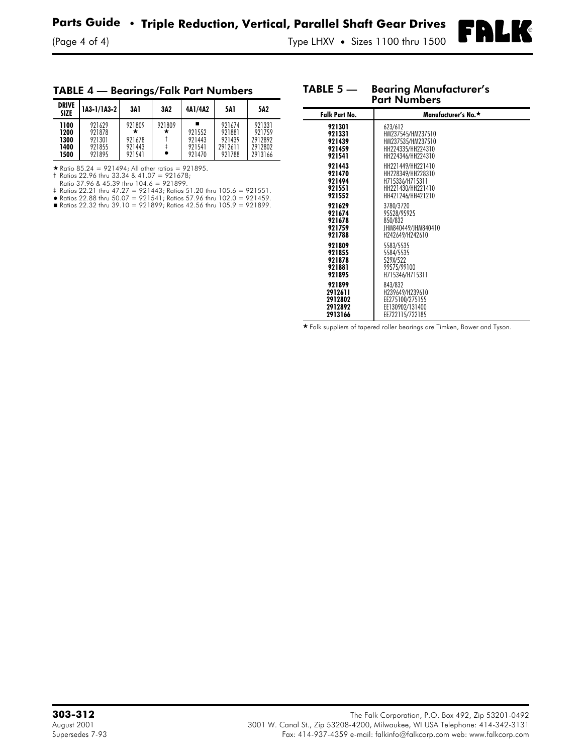## TABLE 4 — Bearings/Falk Part Numbers

| DRIVE SIZE | 1A3-1/1A3-2 | 3A1 | 3A2 | 4A1/4A2 | 5A1 | 5A2 |
|---|---|---|---|---|---|---|
| 1100 | 921629 | 921809 | 921809 | ■ | 921674 | 921331 |
| 1200 | 921878 | ★ | ★ | 921552 | 921881 | 921759 |
| 1300 | 921301 | 921678 | † | 921443 | 921439 | 2912892 |
| 1400 | 921855 | 921443 | ‡ | 921541 | 2912611 | 2912802 |
| 1500 | 921895 | 921541 | ● | 921470 | 921788 | 2913166 |

★ Ratio 85.24 = 921494; All other ratios = 921895.
† Ratios 22.96 thru 33.34 & 41.07 = 921678;
Ratio 37.96 & 45.39 thru 104.6 = 921899.
‡ Ratios 22.21 thru 47.27 = 921443; Ratios 51.20 thru 105.6 = 921551.
● Ratios 22.88 thru 50.07 = 921541; Ratios 57.96 thru 102.0 = 921459.
■ Ratios 22.32 thru 39.10 = 921899; Ratios 42.56 thru 105.9 = 921899.

## TABLE 5 — Bearing Manufacturer's Part Numbers

| Falk Part No. | Manufacturer's No.★ |
|---|---|
| 921301 | 623/612 |
| 921331 | HM237545/HM237510 |
| 921439 | HM237535/HM237510 |
| 921459 | HH224335/HH224310 |
| 921541 | HH224346/HH224310 |
| 921443 | HH221449/HH221410 |
| 921470 | HH228349/HH228310 |
| 921494 | H715336/H715311 |
| 921551 | HH221430/HH221410 |
| 921552 | HH421246/HH421210 |
| 921629 | 3780/3720 |
| 921674 | 95528/95925 |
| 921678 | 850/832 |
| 921759 | JHM840449/JHM840410 |
| 921788 | H242649/H242610 |
| 921809 | 5583/5535 |
| 921855 | 5584/5535 |
| 921878 | 529X/522 |
| 921881 | 99575/99100 |
| 921895 | H715346/H715311 |
| 921899 | 843/832 |
| 2912611 | H239649/H239610 |
| 2912802 | EE275100/275155 |
| 2912892 | EE130902/131400 |
| 2913166 | EE722115/722185 |

★ Falk suppliers of tapered roller bearings are Timken, Bower and Tyson.

**303-312**
August 2001
Supersedes 7-93

The Falk Corporation, P.O. Box 492, Zip 53201-0492
3001 W. Canal St., Zip 53208-4200, Milwaukee, WI USA Telephone: 414-342-3131
Fax: 414-937-4359 e-mail: falkinfo@falkcorp.com web: www.falkcorp.com